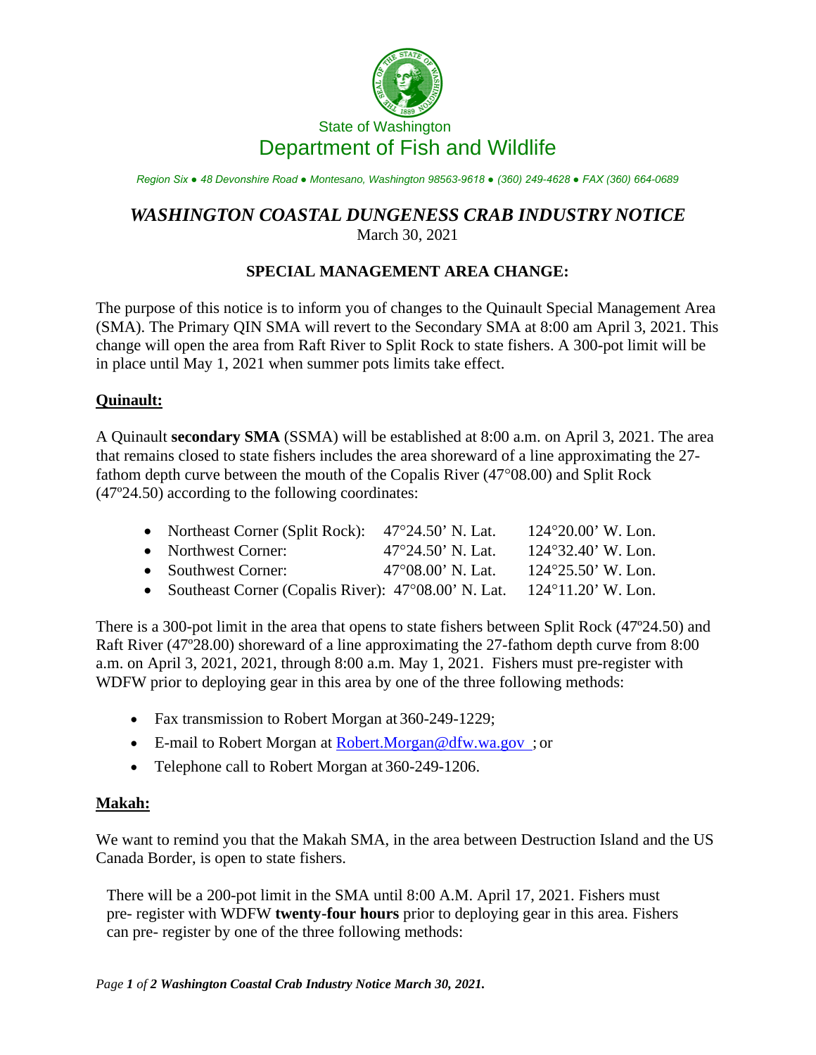State of Washington

Department of Fish and Wildlife

*Region Six ● 48 Devonshire Road ● Montesano, Washington 98563-9618 ● (360) 249-4628 ● FAX (360) 664-0689*

# *WASHINGTON COASTAL DUNGENESS CRAB INDUSTRY NOTICE*

March 30, 2021

## SPECIAL MANAGEMENT AREA CHANGE:

The purpose of this notice is to inform you of changes to the Quinault Special Management Area (SMA). The Primary QIN SMA will revert to the Secondary SMA at 8:00 am April 3, 2021. This change will open the area from Raft River to Split Rock to state fishers. A 300-pot limit will be in place until May 1, 2021 when summer pots limits take effect.

### Quinault:

A Quinault **secondary SMA** (SSMA) will be established at 8:00 a.m. on April 3, 2021. The area that remains closed to state fishers includes the area shoreward of a line approximating the 27-fathom depth curve between the mouth of the Copalis River (47°08.00) and Split Rock (47º24.50) according to the following coordinates:

- Northeast Corner (Split Rock): 47°24.50' N. Lat. 124°20.00' W. Lon.
- Northwest Corner: 47°24.50' N. Lat. 124°32.40' W. Lon.
- Southwest Corner: 47°08.00' N. Lat. 124°25.50' W. Lon.
- Southeast Corner (Copalis River): 47°08.00' N. Lat. 124°11.20' W. Lon.

There is a 300-pot limit in the area that opens to state fishers between Split Rock (47º24.50) and Raft River (47º28.00) shoreward of a line approximating the 27-fathom depth curve from 8:00 a.m. on April 3, 2021, 2021, through 8:00 a.m. May 1, 2021. Fishers must pre-register with WDFW prior to deploying gear in this area by one of the three following methods:

- Fax transmission to Robert Morgan at 360-249-1229;
- E-mail to Robert Morgan at Robert.Morgan@dfw.wa.gov ; or
- Telephone call to Robert Morgan at 360-249-1206.

### Makah:

We want to remind you that the Makah SMA, in the area between Destruction Island and the US Canada Border, is open to state fishers.

There will be a 200-pot limit in the SMA until 8:00 A.M. April 17, 2021. Fishers must pre- register with WDFW **twenty-four hours** prior to deploying gear in this area. Fishers can pre- register by one of the three following methods: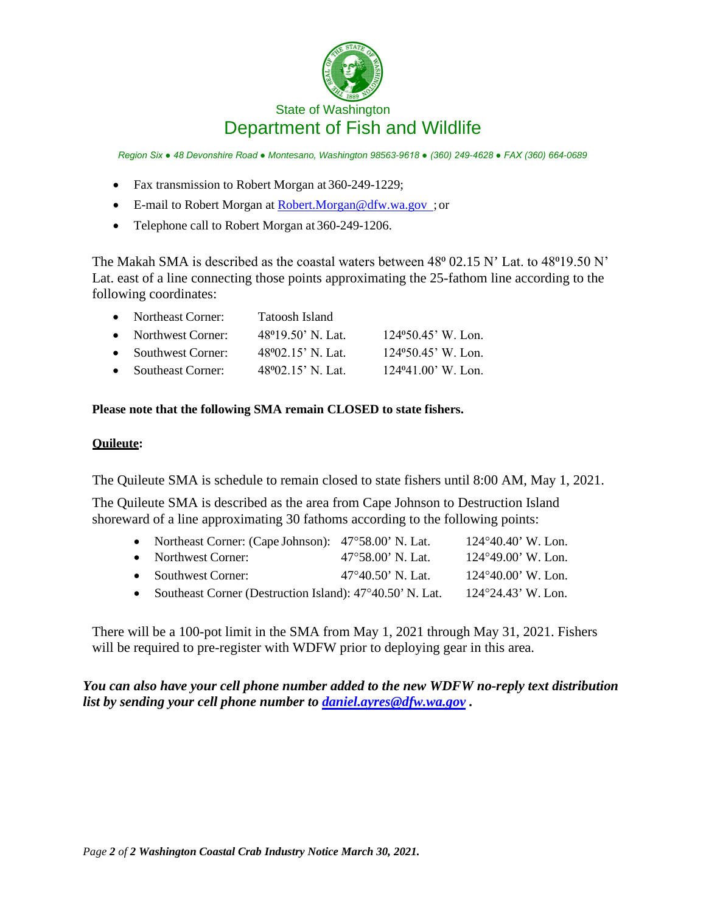State of Washington
# Department of Fish and Wildlife

*Region Six ● 48 Devonshire Road ● Montesano, Washington 98563-9618 ● (360) 249-4628 ● FAX (360) 664-0689*

- Fax transmission to Robert Morgan at 360-249-1229;
- E-mail to Robert Morgan at Robert.Morgan@dfw.wa.gov ; or
- Telephone call to Robert Morgan at 360-249-1206.

The Makah SMA is described as the coastal waters between 48º 02.15 N' Lat. to 48º19.50 N' Lat. east of a line connecting those points approximating the 25-fathom line according to the following coordinates:

- Northeast Corner: Tatoosh Island
- Northwest Corner: 48º19.50' N. Lat. 124º50.45' W. Lon.
- Southwest Corner: 48º02.15' N. Lat. 124º50.45' W. Lon.
- Southeast Corner: 48º02.15' N. Lat. 124º41.00' W. Lon.

**Please note that the following SMA remain CLOSED to state fishers.**

**Quileute:**

The Quileute SMA is schedule to remain closed to state fishers until 8:00 AM, May 1, 2021.

The Quileute SMA is described as the area from Cape Johnson to Destruction Island shoreward of a line approximating 30 fathoms according to the following points:

- Northeast Corner: (Cape Johnson): 47°58.00' N. Lat. 124°40.40' W. Lon.
- Northwest Corner: 47°58.00' N. Lat. 124°49.00' W. Lon.
- Southwest Corner: 47°40.50' N. Lat. 124°40.00' W. Lon.
- Southeast Corner (Destruction Island): 47°40.50' N. Lat. 124°24.43' W. Lon.

There will be a 100-pot limit in the SMA from May 1, 2021 through May 31, 2021. Fishers will be required to pre-register with WDFW prior to deploying gear in this area.

***You can also have your cell phone number added to the new WDFW no-reply text distribution list by sending your cell phone number to daniel.ayres@dfw.wa.gov .***